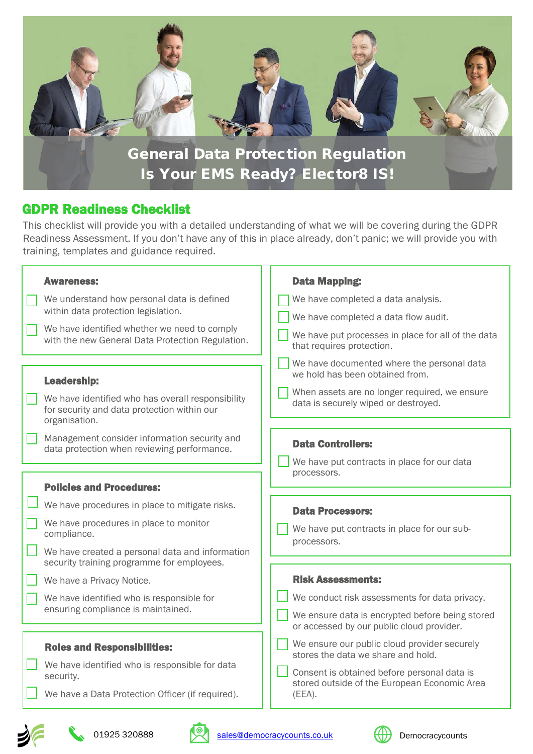# General Data Protection Regulation
# Is Your EMS Ready? Elector8 IS!

## GDPR Readiness Checklist

This checklist will provide you with a detailed understanding of what we will be covering during the GDPR Readiness Assessment. If you don't have any of this in place already, don't panic; we will provide you with training, templates and guidance required.

### Awareness:

- [ ] We understand how personal data is defined within data protection legislation.
- [ ] We have identified whether we need to comply with the new General Data Protection Regulation.

### Leadership:

- [ ] We have identified who has overall responsibility for security and data protection within our organisation.
- [ ] Management consider information security and data protection when reviewing performance.

### Policies and Procedures:

- [ ] We have procedures in place to mitigate risks.
- [ ] We have procedures in place to monitor compliance.
- [ ] We have created a personal data and information security training programme for employees.
- [ ] We have a Privacy Notice.
- [ ] We have identified who is responsible for ensuring compliance is maintained.

### Roles and Responsibilities:

- [ ] We have identified who is responsible for data security.
- [ ] We have a Data Protection Officer (if required).

### Data Mapping:

- [ ] We have completed a data analysis.
- [ ] We have completed a data flow audit.
- [ ] We have put processes in place for all of the data that requires protection.
- [ ] We have documented where the personal data we hold has been obtained from.
- [ ] When assets are no longer required, we ensure data is securely wiped or destroyed.

### Data Controllers:

- [ ] We have put contracts in place for our data processors.

### Data Processors:

- [ ] We have put contracts in place for our sub-processors.

### Risk Assessments:

- [ ] We conduct risk assessments for data privacy.
- [ ] We ensure data is encrypted before being stored or accessed by our public cloud provider.
- [ ] We ensure our public cloud provider securely stores the data we share and hold.
- [ ] Consent is obtained before personal data is stored outside of the European Economic Area (EEA).

01925 320888 | sales@democracycounts.co.uk | Democracycounts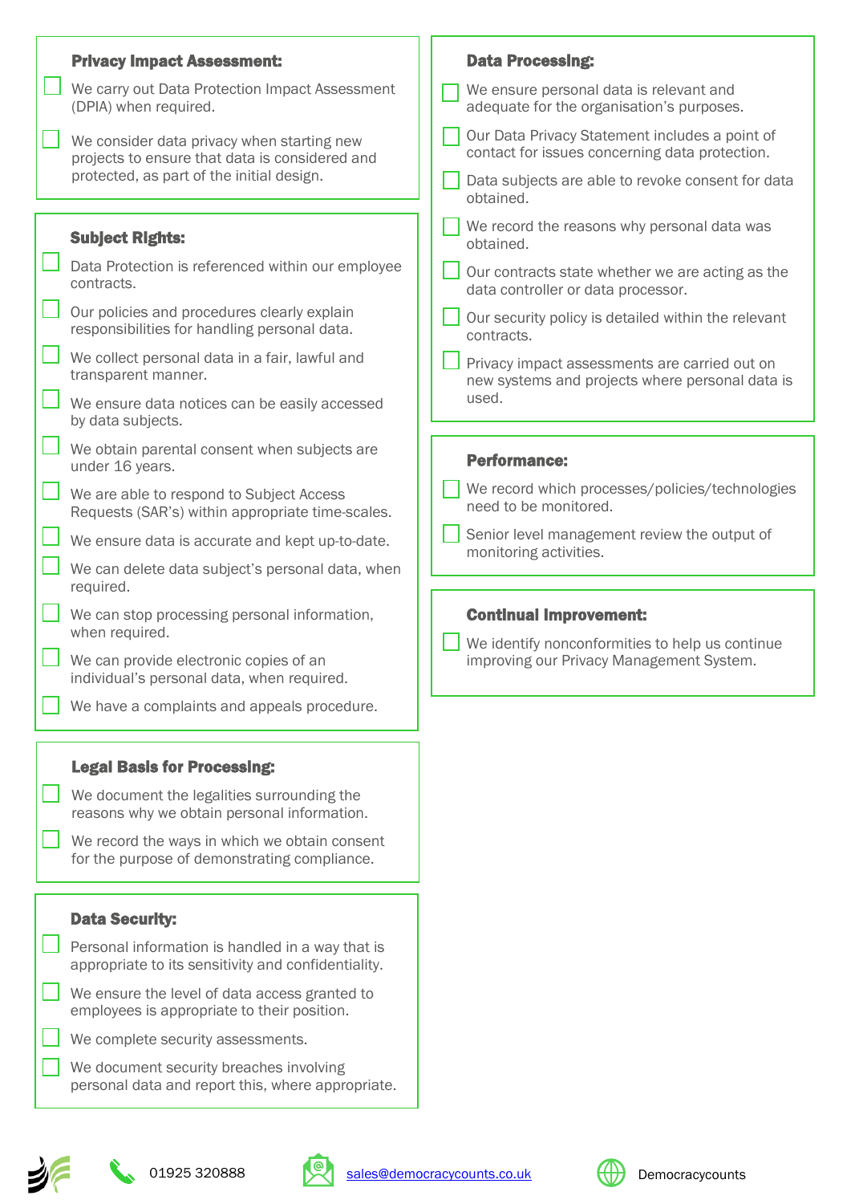### Privacy Impact Assessment:

- [ ] We carry out Data Protection Impact Assessment (DPIA) when required.
- [ ] We consider data privacy when starting new projects to ensure that data is considered and protected, as part of the initial design.

### Subject Rights:

- [ ] Data Protection is referenced within our employee contracts.
- [ ] Our policies and procedures clearly explain responsibilities for handling personal data.
- [ ] We collect personal data in a fair, lawful and transparent manner.
- [ ] We ensure data notices can be easily accessed by data subjects.
- [ ] We obtain parental consent when subjects are under 16 years.
- [ ] We are able to respond to Subject Access Requests (SAR's) within appropriate time-scales.
- [ ] We ensure data is accurate and kept up-to-date.
- [ ] We can delete data subject's personal data, when required.
- [ ] We can stop processing personal information, when required.
- [ ] We can provide electronic copies of an individual's personal data, when required.
- [ ] We have a complaints and appeals procedure.

### Legal Basis for Processing:

- [ ] We document the legalities surrounding the reasons why we obtain personal information.
- [ ] We record the ways in which we obtain consent for the purpose of demonstrating compliance.

### Data Security:

- [ ] Personal information is handled in a way that is appropriate to its sensitivity and confidentiality.
- [ ] We ensure the level of data access granted to employees is appropriate to their position.
- [ ] We complete security assessments.
- [ ] We document security breaches involving personal data and report this, where appropriate.

### Data Processing:

- [ ] We ensure personal data is relevant and adequate for the organisation's purposes.
- [ ] Our Data Privacy Statement includes a point of contact for issues concerning data protection.
- [ ] Data subjects are able to revoke consent for data obtained.
- [ ] We record the reasons why personal data was obtained.
- [ ] Our contracts state whether we are acting as the data controller or data processor.
- [ ] Our security policy is detailed within the relevant contracts.
- [ ] Privacy impact assessments are carried out on new systems and projects where personal data is used.

### Performance:

- [ ] We record which processes/policies/technologies need to be monitored.
- [ ] Senior level management review the output of monitoring activities.

### Continual Improvement:

- [ ] We identify nonconformities to help us continue improving our Privacy Management System.

01925 320888 sales@democracycounts.co.uk Democracycounts